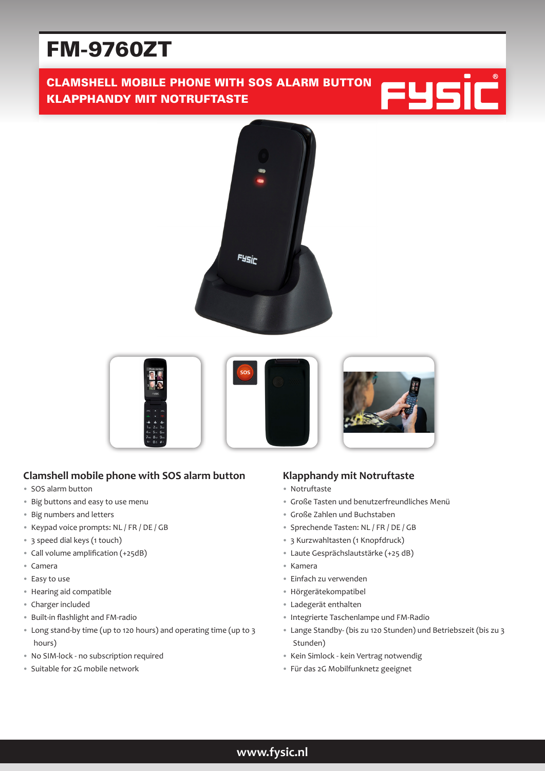# FM-9760ZT

**CLAMSHELL MOBILE PHONE WITH SOS ALARM BUTTON**
**KLAPPHANDY MIT NOTRUFTASTE**

## Clamshell mobile phone with SOS alarm button

- SOS alarm button
- Big buttons and easy to use menu
- Big numbers and letters
- Keypad voice prompts: NL / FR / DE / GB
- 3 speed dial keys (1 touch)
- Call volume amplification (+25dB)
- Camera
- Easy to use
- Hearing aid compatible
- Charger included
- Built-in flashlight and FM-radio
- Long stand-by time (up to 120 hours) and operating time (up to 3 hours)
- No SIM-lock - no subscription required
- Suitable for 2G mobile network

## Klapphandy mit Notruftaste

- Notruftaste
- Große Tasten und benutzerfreundliches Menü
- Große Zahlen und Buchstaben
- Sprechende Tasten: NL / FR / DE / GB
- 3 Kurzwahltasten (1 Knopfdruck)
- Laute Gesprächslautstärke (+25 dB)
- Kamera
- Einfach zu verwenden
- Hörgerätekompatibel
- Ladegerät enthalten
- Integrierte Taschenlampe und FM-Radio
- Lange Standby- (bis zu 120 Stunden) und Betriebszeit (bis zu 3 Stunden)
- Kein Simlock - kein Vertrag notwendig
- Für das 2G Mobilfunknetz geeignet

www.fysic.nl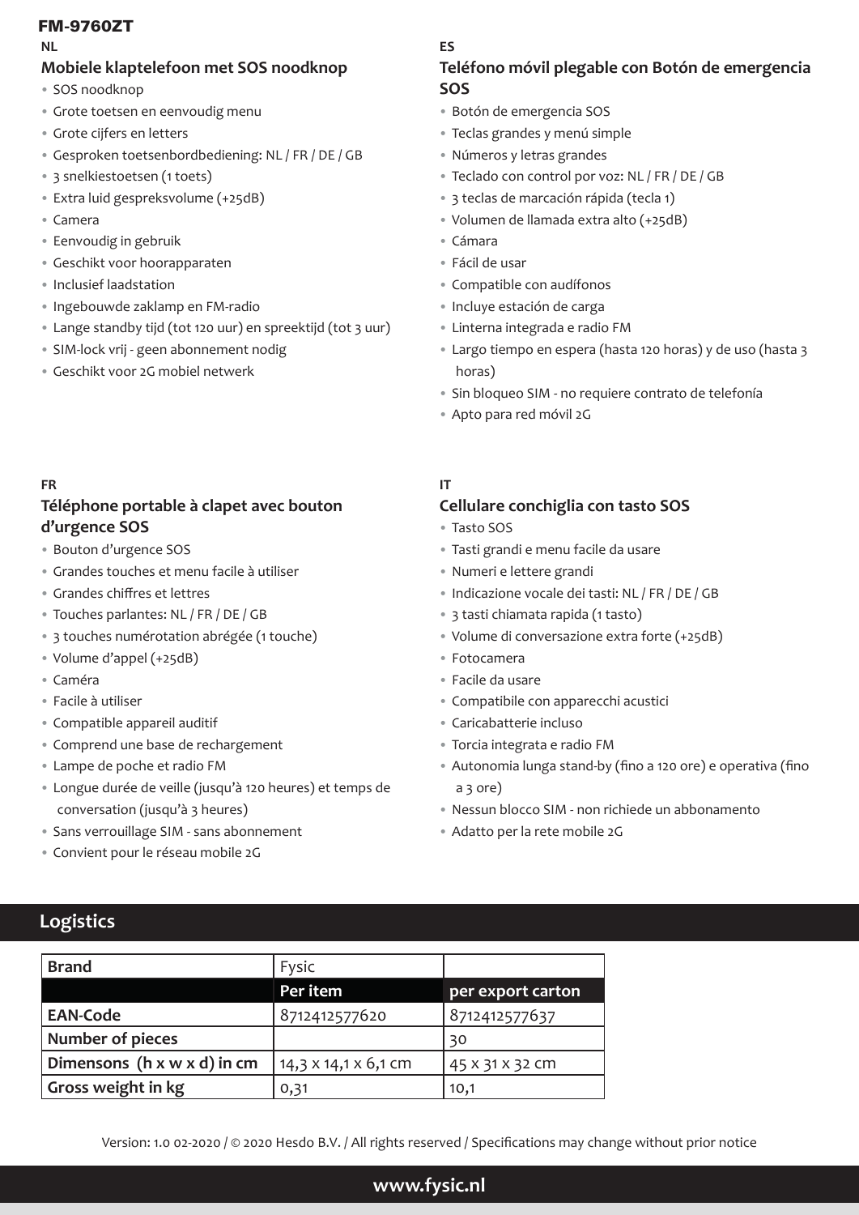# FM-9760ZT

**NL**

## Mobiele klaptelefoon met SOS noodknop

- SOS noodknop
- Grote toetsen en eenvoudig menu
- Grote cijfers en letters
- Gesproken toetsenbordbediening: NL / FR / DE / GB
- 3 snelkiestoetsen (1 toets)
- Extra luid gespreksvolume (+25dB)
- Camera
- Eenvoudig in gebruik
- Geschikt voor hoorapparaten
- Inclusief laadstation
- Ingebouwde zaklamp en FM-radio
- Lange standby tijd (tot 120 uur) en spreektijd (tot 3 uur)
- SIM-lock vrij - geen abonnement nodig
- Geschikt voor 2G mobiel netwerk

**ES**

## Teléfono móvil plegable con Botón de emergencia SOS

- Botón de emergencia SOS
- Teclas grandes y menú simple
- Números y letras grandes
- Teclado con control por voz: NL / FR / DE / GB
- 3 teclas de marcación rápida (tecla 1)
- Volumen de llamada extra alto (+25dB)
- Cámara
- Fácil de usar
- Compatible con audífonos
- Incluye estación de carga
- Linterna integrada e radio FM
- Largo tiempo en espera (hasta 120 horas) y de uso (hasta 3 horas)
- Sin bloqueo SIM - no requiere contrato de telefonía
- Apto para red móvil 2G

**FR**

## Téléphone portable à clapet avec bouton d'urgence SOS

- Bouton d'urgence SOS
- Grandes touches et menu facile à utiliser
- Grandes chiffres et lettres
- Touches parlantes: NL / FR / DE / GB
- 3 touches numérotation abrégée (1 touche)
- Volume d'appel (+25dB)
- Caméra
- Facile à utiliser
- Compatible appareil auditif
- Comprend une base de rechargement
- Lampe de poche et radio FM
- Longue durée de veille (jusqu'à 120 heures) et temps de conversation (jusqu'à 3 heures)
- Sans verrouillage SIM - sans abonnement
- Convient pour le réseau mobile 2G

**IT**

## Cellulare conchiglia con tasto SOS

- Tasto SOS
- Tasti grandi e menu facile da usare
- Numeri e lettere grandi
- Indicazione vocale dei tasti: NL / FR / DE / GB
- 3 tasti chiamata rapida (1 tasto)
- Volume di conversazione extra forte (+25dB)
- Fotocamera
- Facile da usare
- Compatibile con apparecchi acustici
- Caricabatterie incluso
- Torcia integrata e radio FM
- Autonomia lunga stand-by (fino a 120 ore) e operativa (fino a 3 ore)
- Nessun blocco SIM - non richiede un abbonamento
- Adatto per la rete mobile 2G

## Logistics

| Brand | Fysic | |
|---|---|---|
| | **Per item** | **per export carton** |
| **EAN-Code** | 8712412577620 | 8712412577637 |
| **Number of pieces** | | 30 |
| **Dimensons (h x w x d) in cm** | 14,3 x 14,1 x 6,1 cm | 45 x 31 x 32 cm |
| **Gross weight in kg** | 0,31 | 10,1 |

Version: 1.0 02-2020 / © 2020 Hesdo B.V. / All rights reserved / Specifications may change without prior notice

**www.fysic.nl**